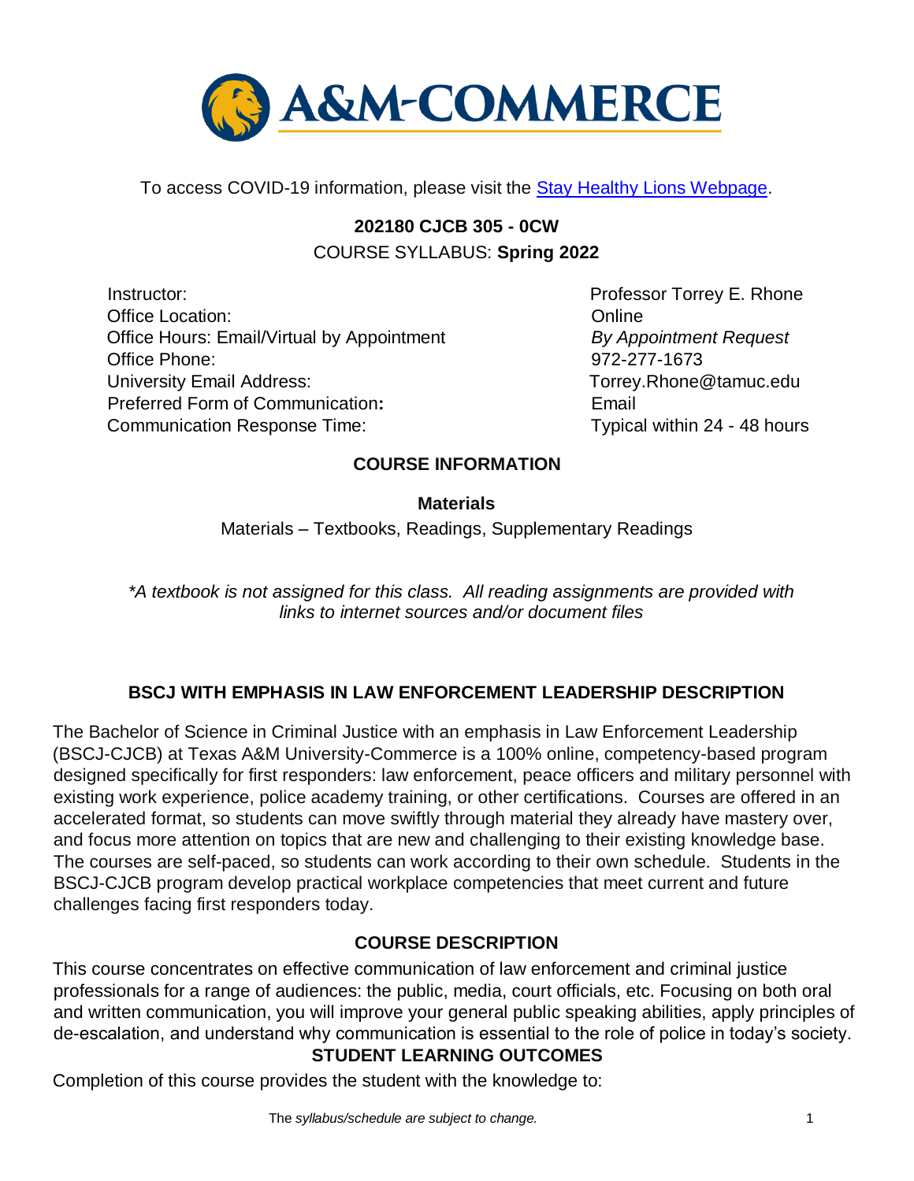To access COVID-19 information, please visit the [Stay Healthy Lions Webpage](#).

**202180 CJCB 305 - 0CW**

COURSE SYLLABUS: **Spring 2022**

| | |
|---|---|
| Instructor: | Professor Torrey E. Rhone |
| Office Location: | Online |
| Office Hours: Email/Virtual by Appointment | *By Appointment Request* |
| Office Phone: | 972-277-1673 |
| University Email Address: | Torrey.Rhone@tamuc.edu |
| Preferred Form of Communication**:** | Email |
| Communication Response Time: | Typical within 24 - 48 hours |

## COURSE INFORMATION

### Materials

Materials – Textbooks, Readings, Supplementary Readings

*\*A textbook is not assigned for this class. All reading assignments are provided with links to internet sources and/or document files*

## BSCJ WITH EMPHASIS IN LAW ENFORCEMENT LEADERSHIP DESCRIPTION

The Bachelor of Science in Criminal Justice with an emphasis in Law Enforcement Leadership (BSCJ-CJCB) at Texas A&M University-Commerce is a 100% online, competency-based program designed specifically for first responders: law enforcement, peace officers and military personnel with existing work experience, police academy training, or other certifications. Courses are offered in an accelerated format, so students can move swiftly through material they already have mastery over, and focus more attention on topics that are new and challenging to their existing knowledge base. The courses are self-paced, so students can work according to their own schedule. Students in the BSCJ-CJCB program develop practical workplace competencies that meet current and future challenges facing first responders today.

## COURSE DESCRIPTION

This course concentrates on effective communication of law enforcement and criminal justice professionals for a range of audiences: the public, media, court officials, etc. Focusing on both oral and written communication, you will improve your general public speaking abilities, apply principles of de-escalation, and understand why communication is essential to the role of police in today's society.

## STUDENT LEARNING OUTCOMES

Completion of this course provides the student with the knowledge to: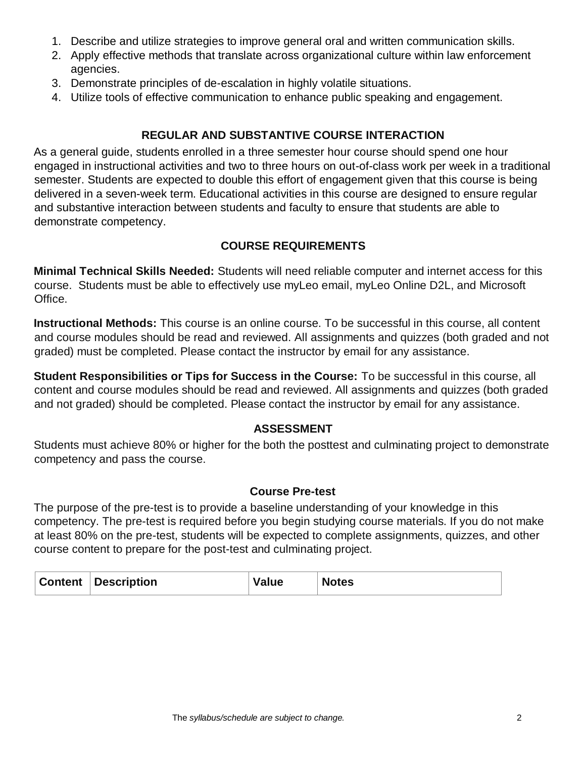1. Describe and utilize strategies to improve general oral and written communication skills.
2. Apply effective methods that translate across organizational culture within law enforcement agencies.
3. Demonstrate principles of de-escalation in highly volatile situations.
4. Utilize tools of effective communication to enhance public speaking and engagement.

## REGULAR AND SUBSTANTIVE COURSE INTERACTION

As a general guide, students enrolled in a three semester hour course should spend one hour engaged in instructional activities and two to three hours on out-of-class work per week in a traditional semester. Students are expected to double this effort of engagement given that this course is being delivered in a seven-week term. Educational activities in this course are designed to ensure regular and substantive interaction between students and faculty to ensure that students are able to demonstrate competency.

## COURSE REQUIREMENTS

**Minimal Technical Skills Needed:** Students will need reliable computer and internet access for this course. Students must be able to effectively use myLeo email, myLeo Online D2L, and Microsoft Office.

**Instructional Methods:** This course is an online course. To be successful in this course, all content and course modules should be read and reviewed. All assignments and quizzes (both graded and not graded) must be completed. Please contact the instructor by email for any assistance.

**Student Responsibilities or Tips for Success in the Course:** To be successful in this course, all content and course modules should be read and reviewed. All assignments and quizzes (both graded and not graded) should be completed. Please contact the instructor by email for any assistance.

## ASSESSMENT

Students must achieve 80% or higher for the both the posttest and culminating project to demonstrate competency and pass the course.

### Course Pre-test

The purpose of the pre-test is to provide a baseline understanding of your knowledge in this competency. The pre-test is required before you begin studying course materials. If you do not make at least 80% on the pre-test, students will be expected to complete assignments, quizzes, and other course content to prepare for the post-test and culminating project.

| Content | Description | Value | Notes |
|---|---|---|---|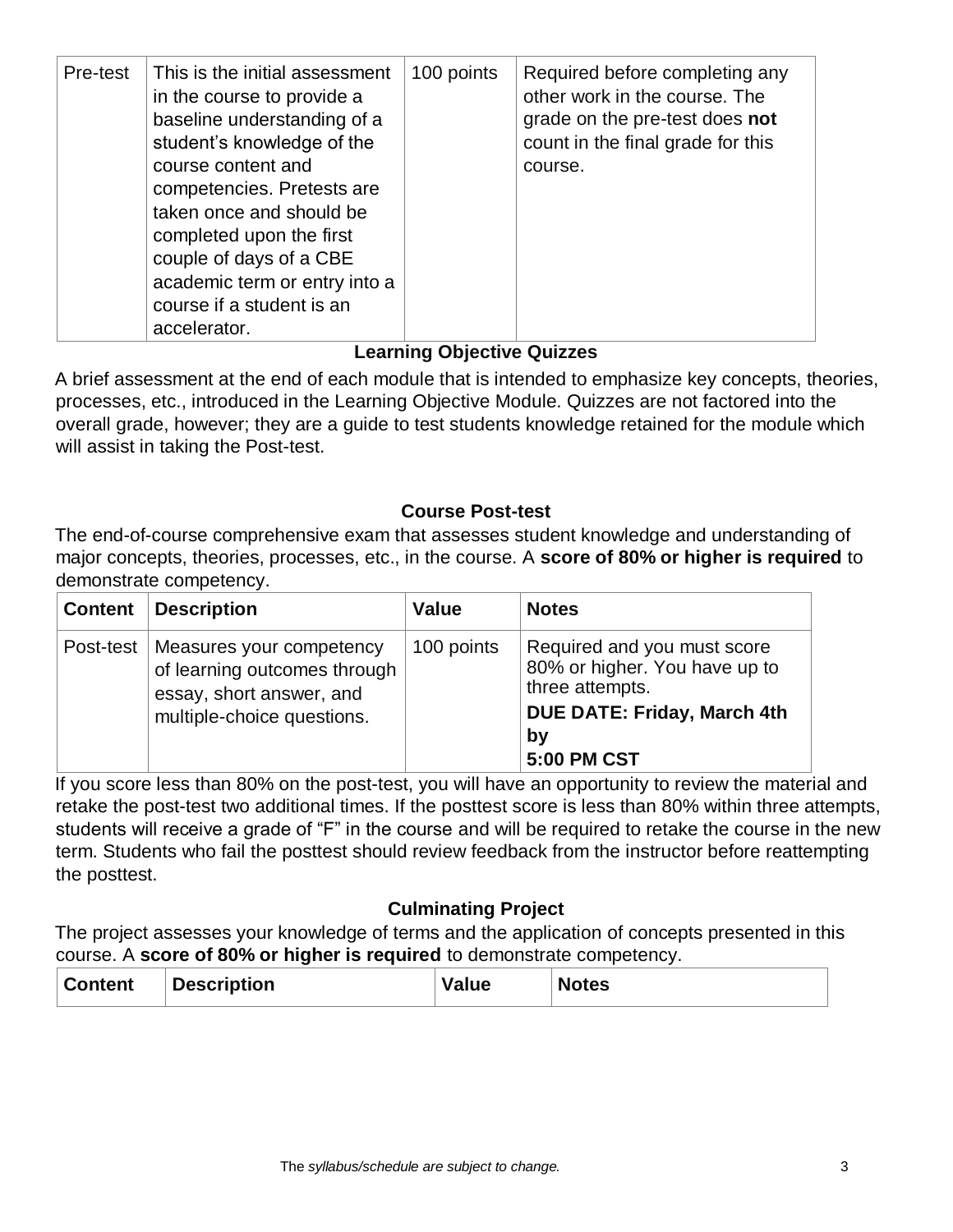| Pre-test | This is the initial assessment in the course to provide a baseline understanding of a student's knowledge of the course content and competencies. Pretests are taken once and should be completed upon the first couple of days of a CBE academic term or entry into a course if a student is an accelerator. | 100 points | Required before completing any other work in the course. The grade on the pre-test does **not** count in the final grade for this course. |
|---|---|---|---|

**Learning Objective Quizzes**

A brief assessment at the end of each module that is intended to emphasize key concepts, theories, processes, etc., introduced in the Learning Objective Module. Quizzes are not factored into the overall grade, however; they are a guide to test students knowledge retained for the module which will assist in taking the Post-test.

**Course Post-test**

The end-of-course comprehensive exam that assesses student knowledge and understanding of major concepts, theories, processes, etc., in the course. A **score of 80% or higher is required** to demonstrate competency.

| Content | Description | Value | Notes |
|---|---|---|---|
| Post-test | Measures your competency of learning outcomes through essay, short answer, and multiple-choice questions. | 100 points | Required and you must score 80% or higher. You have up to three attempts. **DUE DATE: Friday, March 4th by 5:00 PM CST** |

If you score less than 80% on the post-test, you will have an opportunity to review the material and retake the post-test two additional times. If the posttest score is less than 80% within three attempts, students will receive a grade of "F" in the course and will be required to retake the course in the new term. Students who fail the posttest should review feedback from the instructor before reattempting the posttest.

**Culminating Project**

The project assesses your knowledge of terms and the application of concepts presented in this course. A **score of 80% or higher is required** to demonstrate competency.

| Content | Description | Value | Notes |
|---|---|---|---|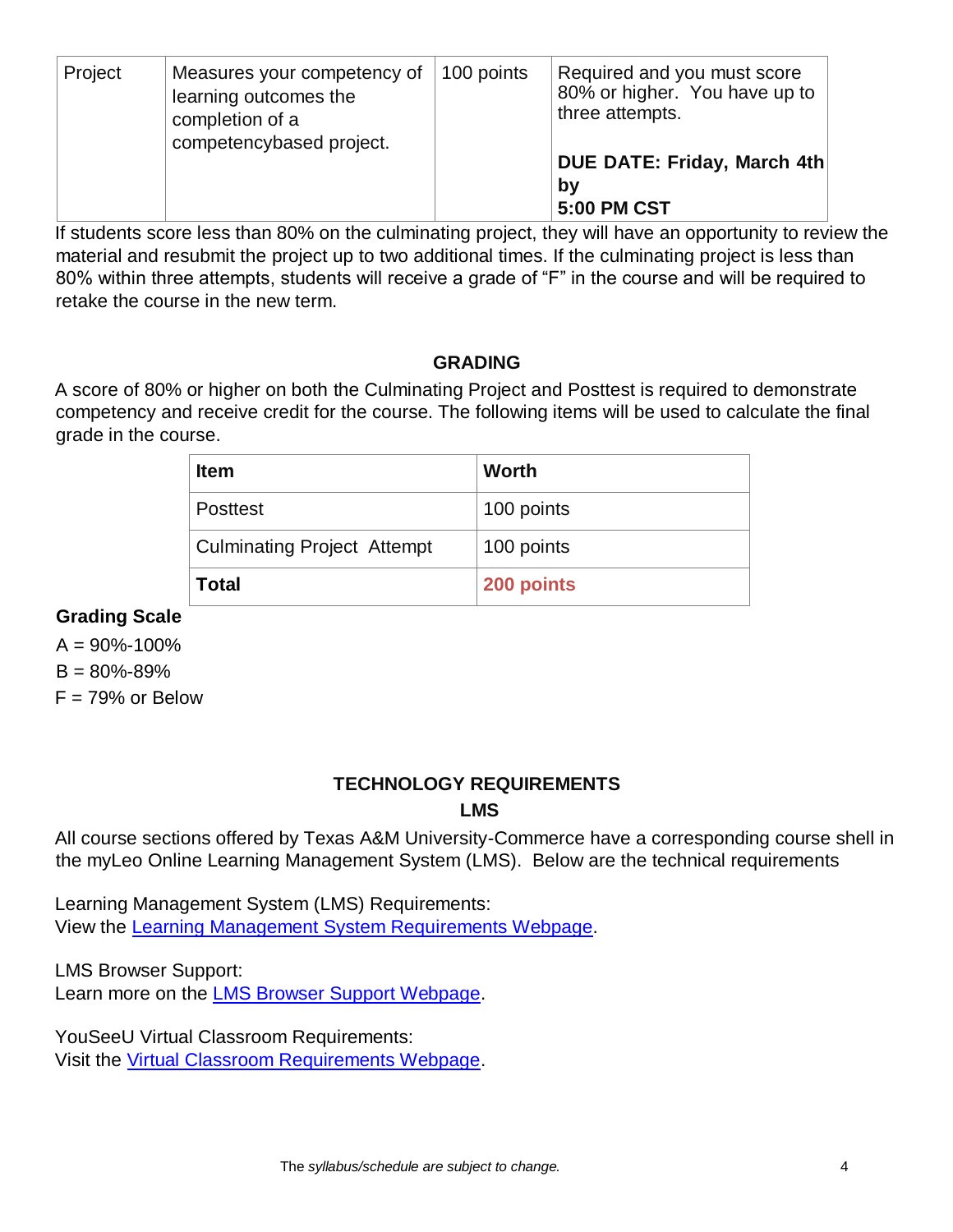| Project | Measures your competency of learning outcomes the completion of a competencybased project. | 100 points | Required and you must score 80% or higher. You have up to three attempts.<br><br>**DUE DATE: Friday, March 4th by 5:00 PM CST** |
|---|---|---|---|

If students score less than 80% on the culminating project, they will have an opportunity to review the material and resubmit the project up to two additional times. If the culminating project is less than 80% within three attempts, students will receive a grade of "F" in the course and will be required to retake the course in the new term.

## GRADING

A score of 80% or higher on both the Culminating Project and Posttest is required to demonstrate competency and receive credit for the course. The following items will be used to calculate the final grade in the course.

| **Item** | **Worth** |
|---|---|
| Posttest | 100 points |
| Culminating Project Attempt | 100 points |
| **Total** | **200 points** |

**Grading Scale**

A = 90%-100%

B = 80%-89%

F = 79% or Below

## TECHNOLOGY REQUIREMENTS

### LMS

All course sections offered by Texas A&M University-Commerce have a corresponding course shell in the myLeo Online Learning Management System (LMS). Below are the technical requirements

Learning Management System (LMS) Requirements:
View the Learning Management System Requirements Webpage.

LMS Browser Support:
Learn more on the LMS Browser Support Webpage.

YouSeeU Virtual Classroom Requirements:
Visit the Virtual Classroom Requirements Webpage.

*The syllabus/schedule are subject to change.*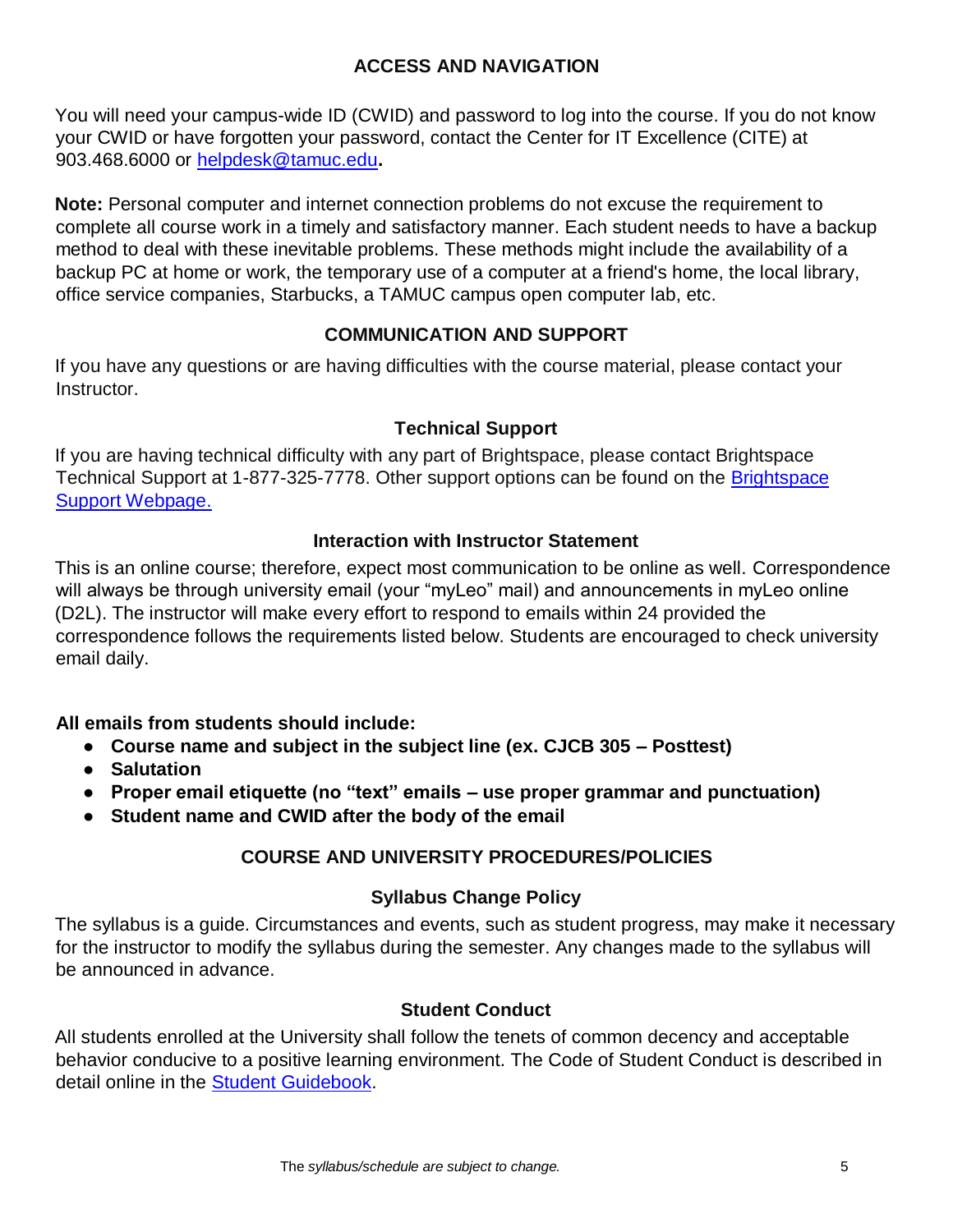## ACCESS AND NAVIGATION

You will need your campus-wide ID (CWID) and password to log into the course. If you do not know your CWID or have forgotten your password, contact the Center for IT Excellence (CITE) at 903.468.6000 or [helpdesk@tamuc.edu](mailto:helpdesk@tamuc.edu)**.**

**Note:** Personal computer and internet connection problems do not excuse the requirement to complete all course work in a timely and satisfactory manner. Each student needs to have a backup method to deal with these inevitable problems. These methods might include the availability of a backup PC at home or work, the temporary use of a computer at a friend's home, the local library, office service companies, Starbucks, a TAMUC campus open computer lab, etc.

## COMMUNICATION AND SUPPORT

If you have any questions or are having difficulties with the course material, please contact your Instructor.

### Technical Support

If you are having technical difficulty with any part of Brightspace, please contact Brightspace Technical Support at 1-877-325-7778. Other support options can be found on the Brightspace Support Webpage.

### Interaction with Instructor Statement

This is an online course; therefore, expect most communication to be online as well. Correspondence will always be through university email (your "myLeo" mail) and announcements in myLeo online (D2L). The instructor will make every effort to respond to emails within 24 provided the correspondence follows the requirements listed below. Students are encouraged to check university email daily.

**All emails from students should include:**

- **Course name and subject in the subject line (ex. CJCB 305 – Posttest)**
- **Salutation**
- **Proper email etiquette (no "text" emails – use proper grammar and punctuation)**
- **Student name and CWID after the body of the email**

## COURSE AND UNIVERSITY PROCEDURES/POLICIES

### Syllabus Change Policy

The syllabus is a guide. Circumstances and events, such as student progress, may make it necessary for the instructor to modify the syllabus during the semester. Any changes made to the syllabus will be announced in advance.

### Student Conduct

All students enrolled at the University shall follow the tenets of common decency and acceptable behavior conducive to a positive learning environment. The Code of Student Conduct is described in detail online in the Student Guidebook.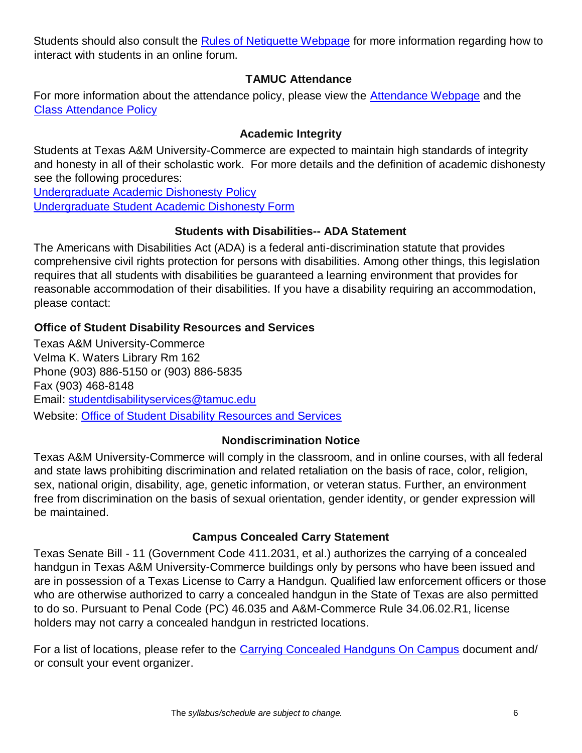Students should also consult the [Rules of Netiquette Webpage]() for more information regarding how to interact with students in an online forum.

## TAMUC Attendance

For more information about the attendance policy, please view the [Attendance Webpage]() and the [Class Attendance Policy]()

## Academic Integrity

Students at Texas A&M University-Commerce are expected to maintain high standards of integrity and honesty in all of their scholastic work. For more details and the definition of academic dishonesty see the following procedures:

[Undergraduate Academic Dishonesty Policy]()
[Undergraduate Student Academic Dishonesty Form]()

## Students with Disabilities-- ADA Statement

The Americans with Disabilities Act (ADA) is a federal anti-discrimination statute that provides comprehensive civil rights protection for persons with disabilities. Among other things, this legislation requires that all students with disabilities be guaranteed a learning environment that provides for reasonable accommodation of their disabilities. If you have a disability requiring an accommodation, please contact:

### Office of Student Disability Resources and Services

Texas A&M University-Commerce
Velma K. Waters Library Rm 162
Phone (903) 886-5150 or (903) 886-5835
Fax (903) 468-8148
Email: studentdisabilityservices@tamuc.edu
Website: [Office of Student Disability Resources and Services]()

## Nondiscrimination Notice

Texas A&M University-Commerce will comply in the classroom, and in online courses, with all federal and state laws prohibiting discrimination and related retaliation on the basis of race, color, religion, sex, national origin, disability, age, genetic information, or veteran status. Further, an environment free from discrimination on the basis of sexual orientation, gender identity, or gender expression will be maintained.

## Campus Concealed Carry Statement

Texas Senate Bill - 11 (Government Code 411.2031, et al.) authorizes the carrying of a concealed handgun in Texas A&M University-Commerce buildings only by persons who have been issued and are in possession of a Texas License to Carry a Handgun. Qualified law enforcement officers or those who are otherwise authorized to carry a concealed handgun in the State of Texas are also permitted to do so. Pursuant to Penal Code (PC) 46.035 and A&M-Commerce Rule 34.06.02.R1, license holders may not carry a concealed handgun in restricted locations.

For a list of locations, please refer to the [Carrying Concealed Handguns On Campus]() document and/ or consult your event organizer.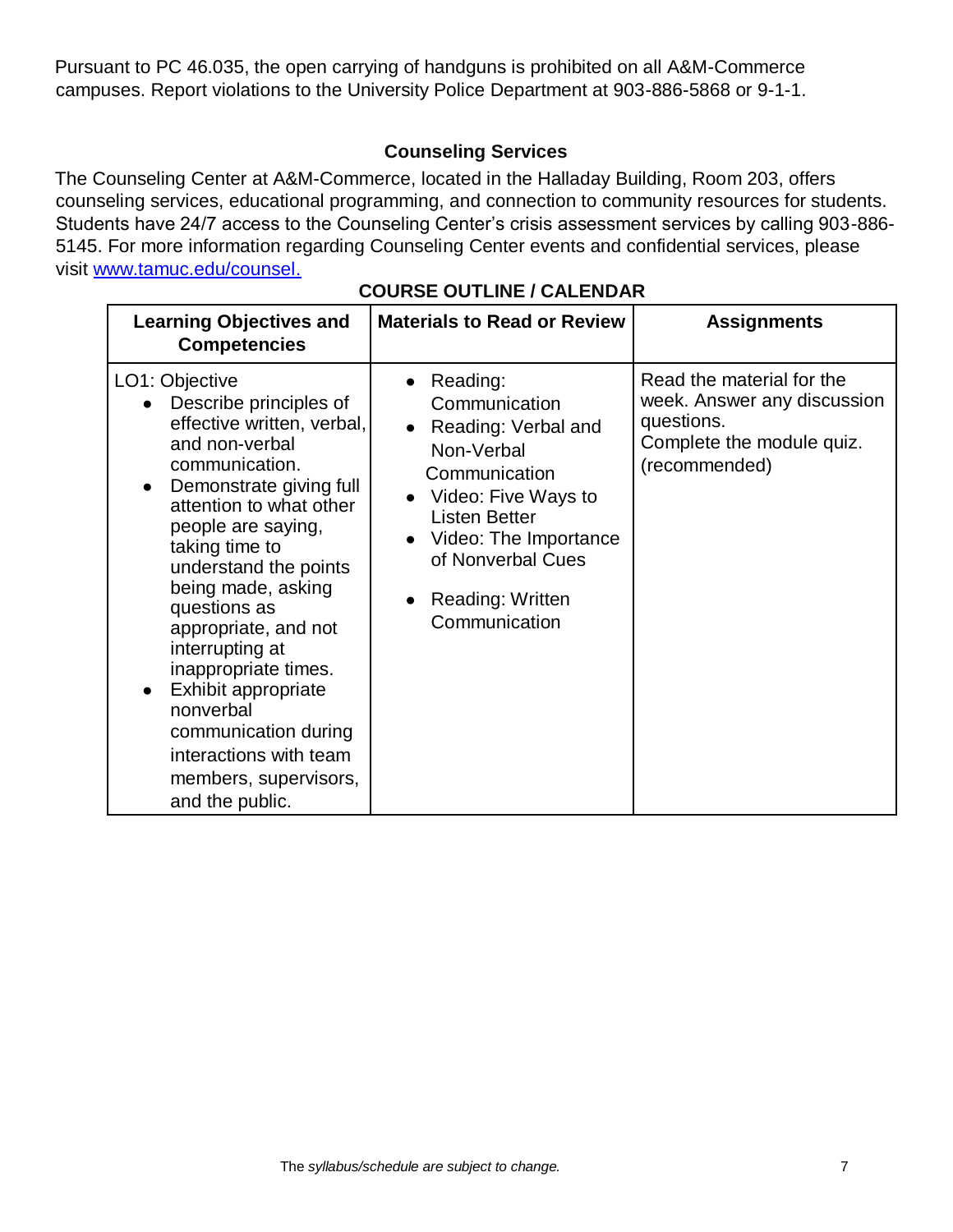Pursuant to PC 46.035, the open carrying of handguns is prohibited on all A&M-Commerce campuses. Report violations to the University Police Department at 903-886-5868 or 9-1-1.

### Counseling Services

The Counseling Center at A&M-Commerce, located in the Halladay Building, Room 203, offers counseling services, educational programming, and connection to community resources for students. Students have 24/7 access to the Counseling Center's crisis assessment services by calling 903-886-5145. For more information regarding Counseling Center events and confidential services, please visit [www.tamuc.edu/counsel.](www.tamuc.edu/counsel)

## COURSE OUTLINE / CALENDAR

| Learning Objectives and Competencies | Materials to Read or Review | Assignments |
|---|---|---|
| LO1: Objective<br>• Describe principles of effective written, verbal, and non-verbal communication.<br>• Demonstrate giving full attention to what other people are saying, taking time to understand the points being made, asking questions as appropriate, and not interrupting at inappropriate times.<br>• Exhibit appropriate nonverbal communication during interactions with team members, supervisors, and the public. | • Reading: Communication<br>• Reading: Verbal and Non-Verbal Communication<br>• Video: Five Ways to Listen Better<br>• Video: The Importance of Nonverbal Cues<br>• Reading: Written Communication | Read the material for the week. Answer any discussion questions.<br>Complete the module quiz. (recommended) |

The *syllabus/schedule are subject to change.*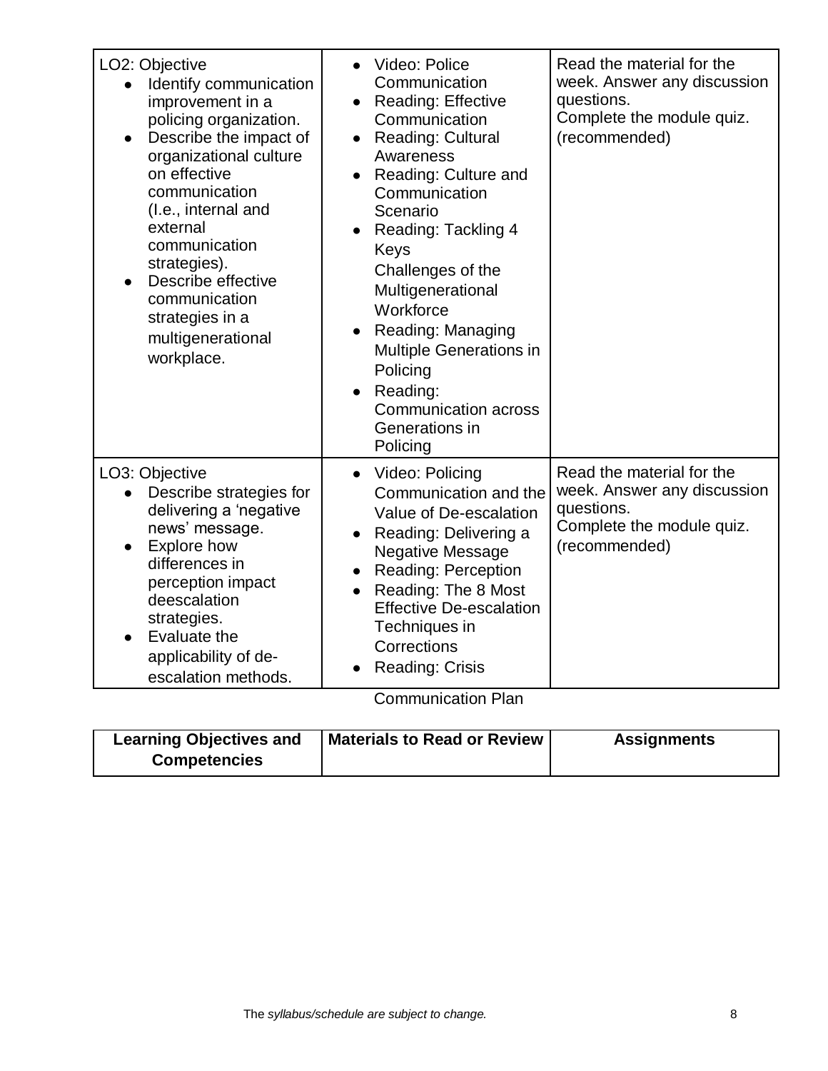| LO2: Objective<br>• Identify communication improvement in a policing organization.<br>• Describe the impact of organizational culture on effective communication (I.e., internal and external communication strategies).<br>• Describe effective communication strategies in a multigenerational workplace. | • Video: Police Communication<br>• Reading: Effective Communication<br>• Reading: Cultural Awareness<br>• Reading: Culture and Communication Scenario<br>• Reading: Tackling 4 Keys Challenges of the Multigenerational Workforce<br>• Reading: Managing Multiple Generations in Policing<br>• Reading: Communication across Generations in Policing | Read the material for the week. Answer any discussion questions.<br>Complete the module quiz. (recommended) |
|---|---|---|
| LO3: Objective<br>• Describe strategies for delivering a 'negative news' message.<br>• Explore how differences in perception impact deescalation strategies.<br>• Evaluate the applicability of de-escalation methods. | • Video: Policing Communication and the Value of De-escalation<br>• Reading: Delivering a Negative Message<br>• Reading: Perception<br>• Reading: The 8 Most Effective De-escalation Techniques in Corrections<br>• Reading: Crisis Communication Plan | Read the material for the week. Answer any discussion questions.<br>Complete the module quiz. (recommended) |

| Learning Objectives and Competencies | Materials to Read or Review | Assignments |
|---|---|---|

*The syllabus/schedule are subject to change.*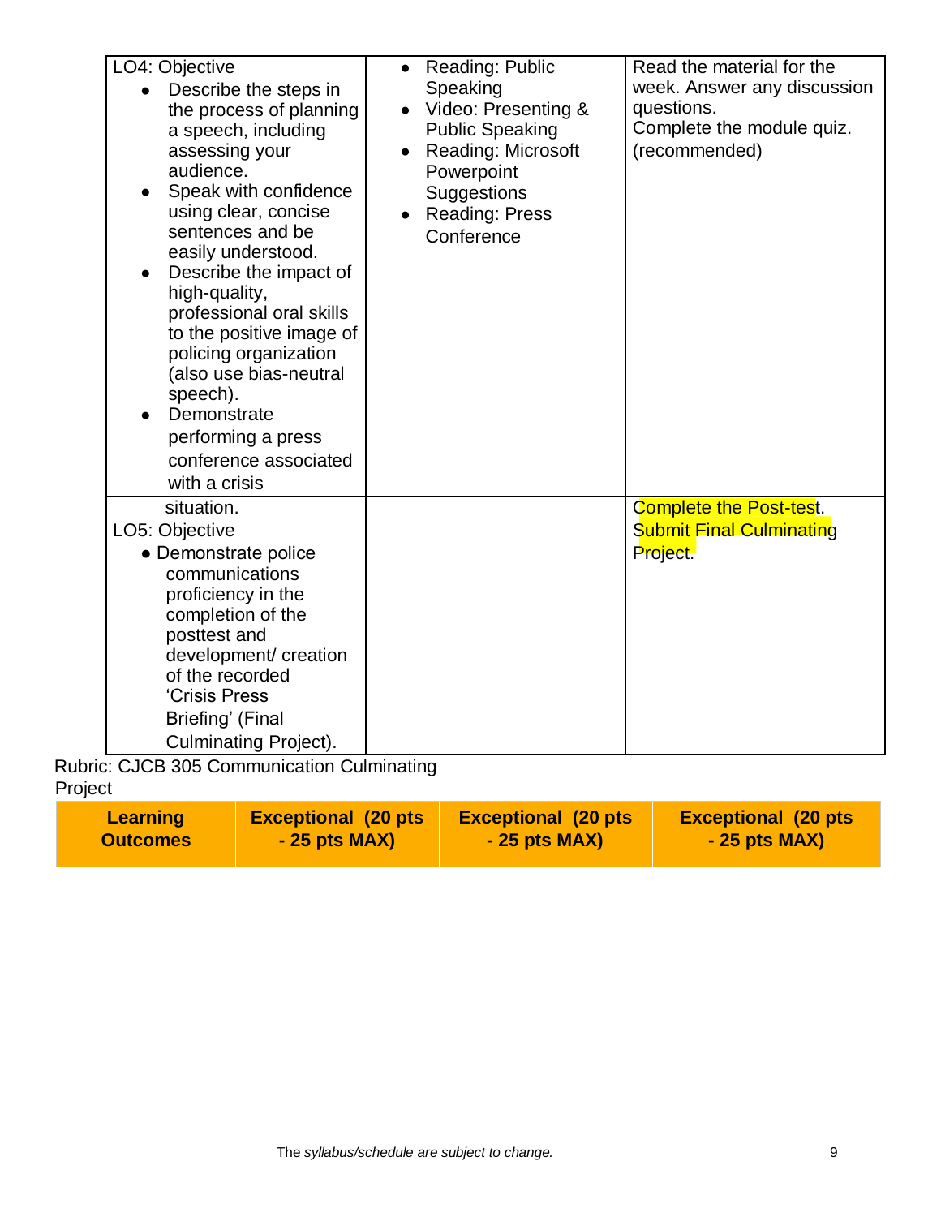| LO4: Objective<br>• Describe the steps in the process of planning a speech, including assessing your audience.<br>• Speak with confidence using clear, concise sentences and be easily understood.<br>• Describe the impact of high-quality, professional oral skills to the positive image of policing organization (also use bias-neutral speech).<br>• Demonstrate performing a press conference associated with a crisis | • Reading: Public Speaking<br>• Video: Presenting & Public Speaking<br>• Reading: Microsoft Powerpoint Suggestions<br>• Reading: Press Conference | Read the material for the week. Answer any discussion questions.<br>Complete the module quiz. (recommended) |
|---|---|---|
| situation.<br>LO5: Objective<br>• Demonstrate police communications proficiency in the completion of the posttest and development/ creation of the recorded 'Crisis Press Briefing' (Final Culminating Project). | | Complete the Post-test.<br>Submit Final Culminating Project. |

Rubric: CJCB 305 Communication Culminating Project

| Learning Outcomes | Exceptional (20 pts - 25 pts MAX) | Exceptional (20 pts - 25 pts MAX) | Exceptional (20 pts - 25 pts MAX) |
|---|---|---|---|

*The syllabus/schedule are subject to change.*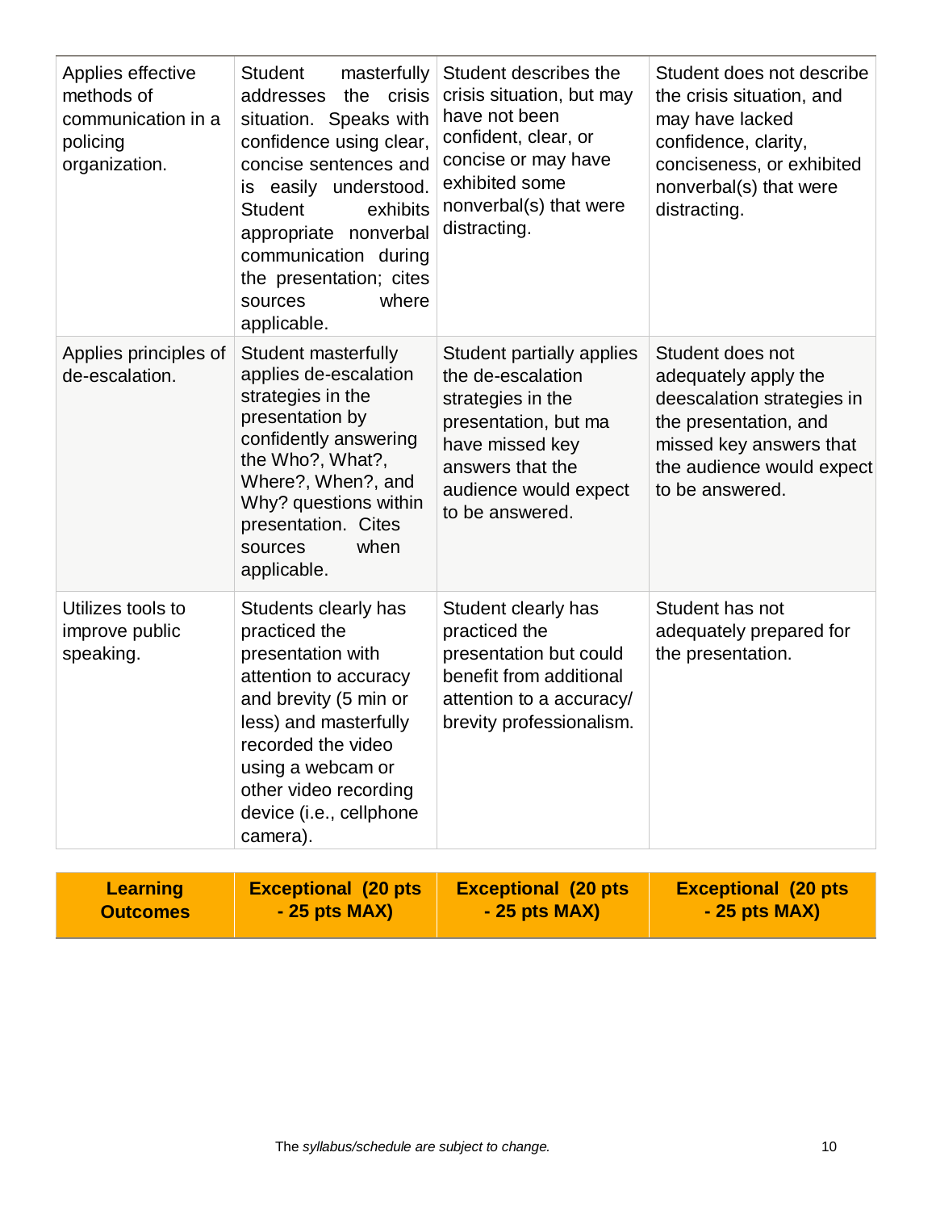| Applies effective methods of communication in a policing organization. | Student masterfully addresses the crisis situation. Speaks with confidence using clear, concise sentences and is easily understood. Student exhibits appropriate nonverbal communication during the presentation; cites sources where applicable. | Student describes the crisis situation, but may have not been confident, clear, or concise or may have exhibited some nonverbal(s) that were distracting. | Student does not describe the crisis situation, and may have lacked confidence, clarity, conciseness, or exhibited nonverbal(s) that were distracting. |
|---|---|---|---|
| Applies principles of de-escalation. | Student masterfully applies de-escalation strategies in the presentation by confidently answering the Who?, What?, Where?, When?, and Why? questions within presentation. Cites sources when applicable. | Student partially applies the de-escalation strategies in the presentation, but ma have missed key answers that the audience would expect to be answered. | Student does not adequately apply the deescalation strategies in the presentation, and missed key answers that the audience would expect to be answered. |
| Utilizes tools to improve public speaking. | Students clearly has practiced the presentation with attention to accuracy and brevity (5 min or less) and masterfully recorded the video using a webcam or other video recording device (i.e., cellphone camera). | Student clearly has practiced the presentation but could benefit from additional attention to a accuracy/ brevity professionalism. | Student has not adequately prepared for the presentation. |

| **Learning Outcomes** | **Exceptional (20 pts - 25 pts MAX)** | **Exceptional (20 pts - 25 pts MAX)** | **Exceptional (20 pts - 25 pts MAX)** |
|---|---|---|---|

The *syllabus/schedule are subject to change.*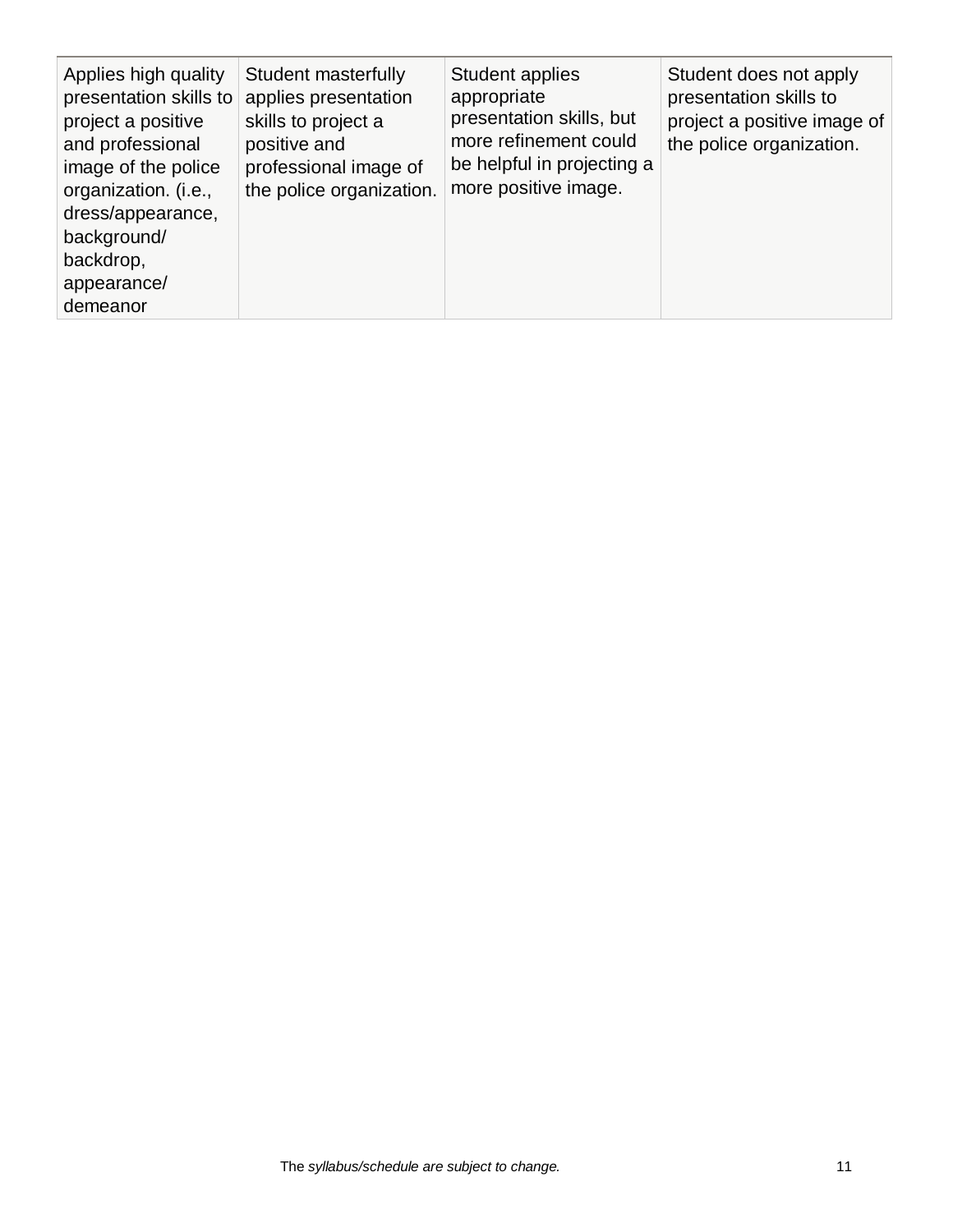| | | | |
|---|---|---|---|
| Applies high quality presentation skills to project a positive and professional image of the police organization. (i.e., dress/appearance, background/ backdrop, appearance/ demeanor | Student masterfully applies presentation skills to project a positive and professional image of the police organization. | Student applies appropriate presentation skills, but more refinement could be helpful in projecting a more positive image. | Student does not apply presentation skills to project a positive image of the police organization. |

The *syllabus/schedule are subject to change.*